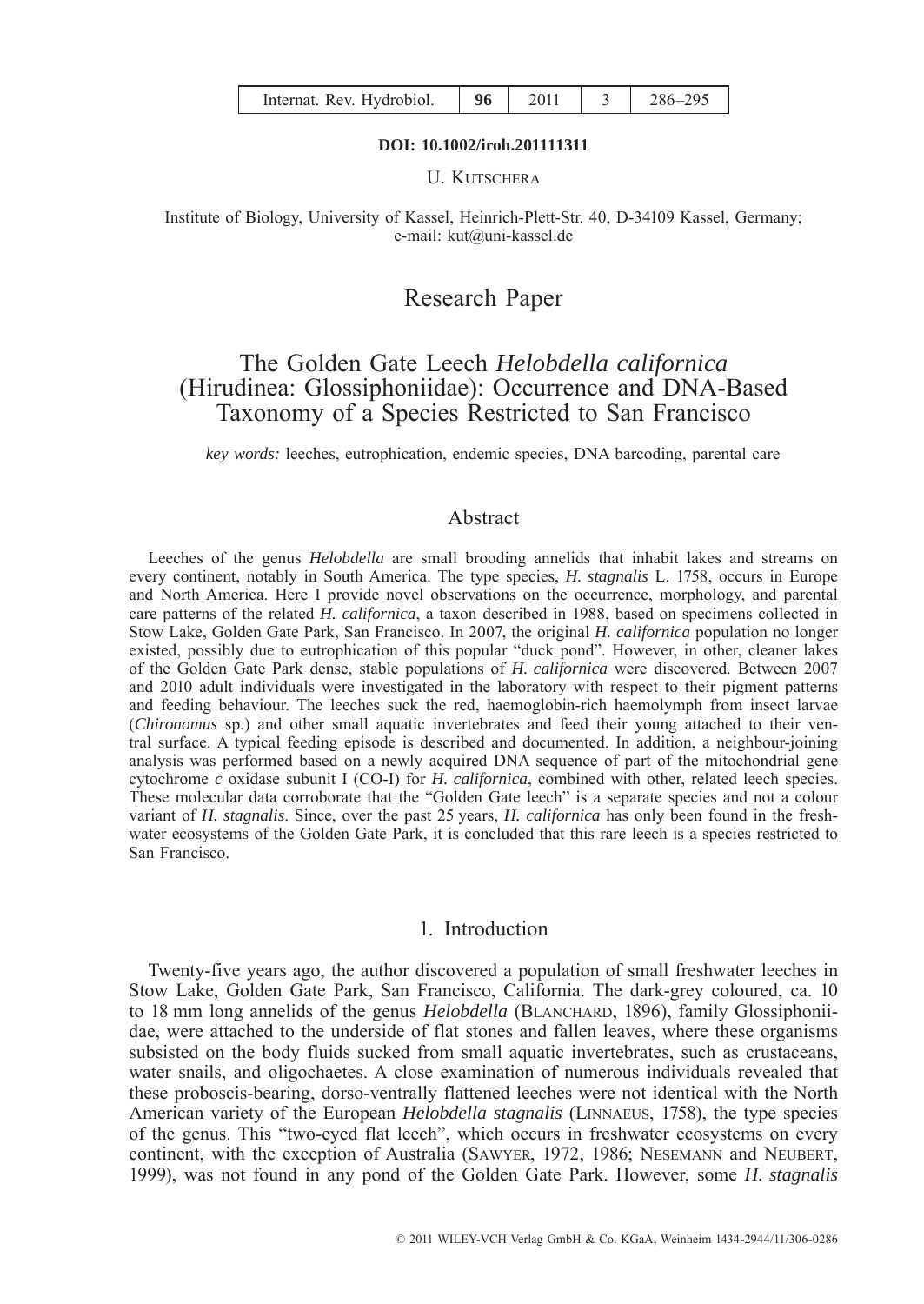DOI: 10.1002/iroh.201111311

U. KUTSCHERA

Institute of Biology, University of Kassel, Heinrich-Plett-Str. 40, D-34109 Kassel, Germany; e-mail: kut@uni-kassel.de

Research Paper

# The Golden Gate Leech *Helobdella californica* (Hirudinea: Glossiphoniidae): Occurrence and DNA-Based Taxonomy of a Species Restricted to San Francisco

*key words:* leeches, eutrophication, endemic species, DNA barcoding, parental care

## Abstract

Leeches of the genus *Helobdella* are small brooding annelids that inhabit lakes and streams on every continent, notably in South America. The type species, *H. stagnalis* L. 1758, occurs in Europe and North America. Here I provide novel observations on the occurrence, morphology, and parental care patterns of the related *H. californica*, a taxon described in 1988, based on specimens collected in Stow Lake, Golden Gate Park, San Francisco. In 2007, the original *H. californica* population no longer existed, possibly due to eutrophication of this popular "duck pond". However, in other, cleaner lakes of the Golden Gate Park dense, stable populations of *H. californica* were discovered. Between 2007 and 2010 adult individuals were investigated in the laboratory with respect to their pigment patterns and feeding behaviour. The leeches suck the red, haemoglobin-rich haemolymph from insect larvae (*Chironomus* sp.) and other small aquatic invertebrates and feed their young attached to their ventral surface. A typical feeding episode is described and documented. In addition, a neighbour-joining analysis was performed based on a newly acquired DNA sequence of part of the mitochondrial gene cytochrome *c* oxidase subunit I (CO-I) for *H. californica*, combined with other, related leech species. These molecular data corroborate that the "Golden Gate leech" is a separate species and not a colour variant of *H. stagnalis*. Since, over the past 25 years, *H. californica* has only been found in the freshwater ecosystems of the Golden Gate Park, it is concluded that this rare leech is a species restricted to San Francisco.

## 1. Introduction

Twenty-five years ago, the author discovered a population of small freshwater leeches in Stow Lake, Golden Gate Park, San Francisco, California. The dark-grey coloured, ca. 10 to 18 mm long annelids of the genus *Helobdella* (BLANCHARD, 1896), family Glossiphoniidae, were attached to the underside of flat stones and fallen leaves, where these organisms subsisted on the body fluids sucked from small aquatic invertebrates, such as crustaceans, water snails, and oligochaetes. A close examination of numerous individuals revealed that these proboscis-bearing, dorso-ventrally flattened leeches were not identical with the North American variety of the European *Helobdella stagnalis* (LINNAEUS, 1758), the type species of the genus. This "two-eyed flat leech", which occurs in freshwater ecosystems on every continent, with the exception of Australia (SAWYER, 1972, 1986; NESEMANN and NEUBERT, 1999), was not found in any pond of the Golden Gate Park. However, some *H. stagnalis*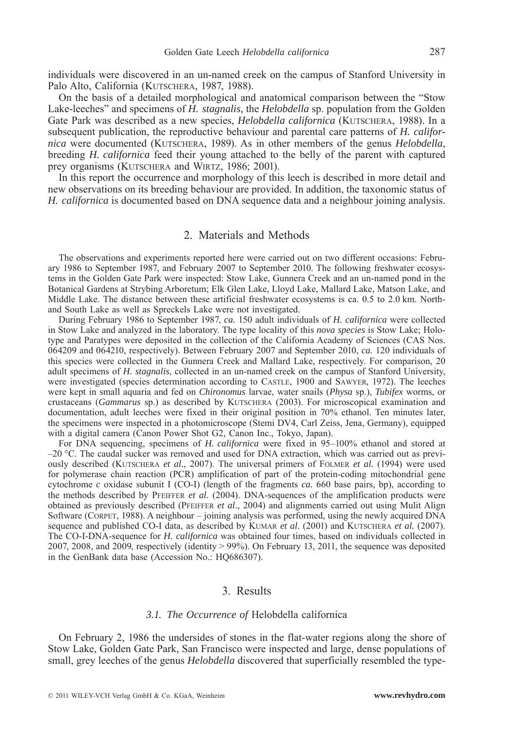individuals were discovered in an un-named creek on the campus of Stanford University in Palo Alto, California (Kutschera, 1987, 1988).

On the basis of a detailed morphological and anatomical comparison between the "Stow Lake-leeches" and specimens of *H. stagnalis,* the *Helobdella* sp. population from the Golden Gate Park was described as a new species, *Helobdella californica* (Kutschera, 1988). In a subsequent publication, the reproductive behaviour and parental care patterns of *H. californica* were documented (Kutschera, 1989). As in other members of the genus *Helobdella*, breeding *H. californica* feed their young attached to the belly of the parent with captured prey organisms (Kutschera and Wirtz, 1986; 2001).

In this report the occurrence and morphology of this leech is described in more detail and new observations on its breeding behaviour are provided. In addition, the taxonomic status of *H. californica* is documented based on DNA sequence data and a neighbour joining analysis.

## 2. Materials and Methods

The observations and experiments reported here were carried out on two different occasions: February 1986 to September 1987, and February 2007 to September 2010. The following freshwater ecosystems in the Golden Gate Park were inspected: Stow Lake, Gunnera Creek and an un-named pond in the Botanical Gardens at Strybing Arboretum; Elk Glen Lake, Lloyd Lake, Mallard Lake, Matson Lake, and Middle Lake. The distance between these artificial freshwater ecosystems is ca. 0.5 to 2.0 km. North- and South Lake as well as Spreckels Lake were not investigated.

During February 1986 to September 1987, *ca.* 150 adult individuals of *H. californica* were collected in Stow Lake and analyzed in the laboratory. The type locality of this *nova species* is Stow Lake; Holotype and Paratypes were deposited in the collection of the California Academy of Sciences (CAS Nos. 064209 and 064210, respectively). Between February 2007 and September 2010, *ca.* 120 individuals of this species were collected in the Gunnera Creek and Mallard Lake, respectively. For comparison, 20 adult specimens of *H. stagnalis*, collected in an un-named creek on the campus of Stanford University, were investigated (species determination according to Castle, 1900 and Sawyer, 1972). The leeches were kept in small aquaria and fed on *Chironomus* larvae, water snails (*Physa* sp.), *Tubifex* worms, or crustaceans (*Gammarus* sp.) as described by Kutschera (2003). For microscopical examination and documentation, adult leeches were fixed in their original position in 70% ethanol. Ten minutes later, the specimens were inspected in a photomicroscope (Stemi DV4, Carl Zeiss, Jena, Germany), equipped with a digital camera (Canon Power Shot G2, Canon Inc., Tokyo, Japan).

For DNA sequencing, specimens of *H. californica* were fixed in 95–100% ethanol and stored at –20 °C. The caudal sucker was removed and used for DNA extraction, which was carried out as previously described (Kutschera *et al.*, 2007). The universal primers of Folmer *et al.* (1994) were used for polymerase chain reaction (PCR) amplification of part of the protein-coding mitochondrial gene cytochrome *c* oxidase subunit I (CO-I) (length of the fragments *ca.* 660 base pairs, bp), according to the methods described by Pfeiffer *et al.* (2004). DNA-sequences of the amplification products were obtained as previously described (Pfeiffer *et al*., 2004) and alignments carried out using Mulit Align Software (Corpet, 1988). A neighbour – joining analysis was performed, using the newly acquired DNA sequence and published CO-I data, as described by Kumar *et al*. (2001) and Kutschera *et al.* (2007). The CO-I-DNA-sequence for *H. californica* was obtained four times, based on individuals collected in 2007, 2008, and 2009, respectively (identity > 99%). On February 13, 2011, the sequence was deposited in the GenBank data base (Accession No.: HQ686307).

## 3. Results

### 3.1. The Occurrence of *Helobdella californica*

On February 2, 1986 the undersides of stones in the flat-water regions along the shore of Stow Lake, Golden Gate Park, San Francisco were inspected and large, dense populations of small, grey leeches of the genus *Helobdella* discovered that superficially resembled the type-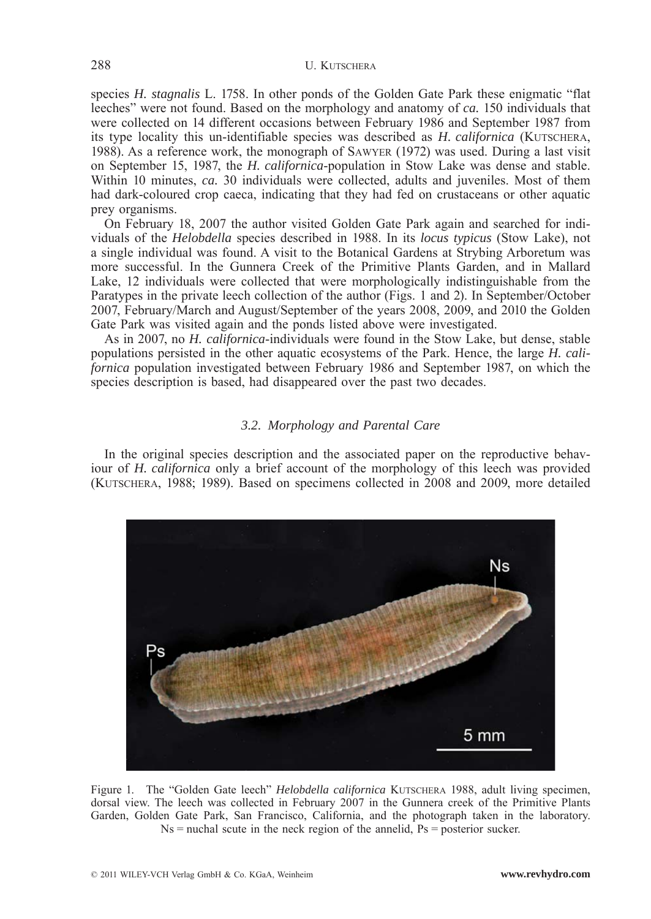species *H. stagnalis* L. 1758. In other ponds of the Golden Gate Park these enigmatic "flat leeches" were not found. Based on the morphology and anatomy of *ca.* 150 individuals that were collected on 14 different occasions between February 1986 and September 1987 from its type locality this un-identifiable species was described as *H. californica* (Kutschera, 1988). As a reference work, the monograph of Sawyer (1972) was used. During a last visit on September 15, 1987, the *H. californica*-population in Stow Lake was dense and stable. Within 10 minutes, *ca.* 30 individuals were collected, adults and juveniles. Most of them had dark-coloured crop caeca, indicating that they had fed on crustaceans or other aquatic prey organisms.

On February 18, 2007 the author visited Golden Gate Park again and searched for individuals of the *Helobdella* species described in 1988. In its *locus typicus* (Stow Lake), not a single individual was found. A visit to the Botanical Gardens at Strybing Arboretum was more successful. In the Gunnera Creek of the Primitive Plants Garden, and in Mallard Lake, 12 individuals were collected that were morphologically indistinguishable from the Paratypes in the private leech collection of the author (Figs. 1 and 2). In September/October 2007, February/March and August/September of the years 2008, 2009, and 2010 the Golden Gate Park was visited again and the ponds listed above were investigated.

As in 2007, no *H. californica*-individuals were found in the Stow Lake, but dense, stable populations persisted in the other aquatic ecosystems of the Park. Hence, the large *H. californica* population investigated between February 1986 and September 1987, on which the species description is based, had disappeared over the past two decades.

### *3.2. Morphology and Parental Care*

In the original species description and the associated paper on the reproductive behaviour of *H. californica* only a brief account of the morphology of this leech was provided (Kutschera, 1988; 1989). Based on specimens collected in 2008 and 2009, more detailed

Figure 1. The "Golden Gate leech" *Helobdella californica* Kutschera 1988, adult living specimen, dorsal view. The leech was collected in February 2007 in the Gunnera creek of the Primitive Plants Garden, Golden Gate Park, San Francisco, California, and the photograph taken in the laboratory. Ns = nuchal scute in the neck region of the annelid, Ps = posterior sucker.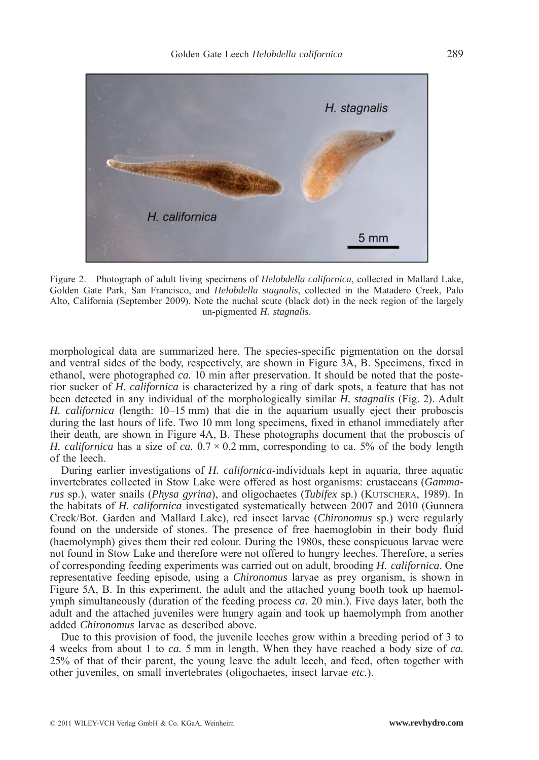Figure 2. Photograph of adult living specimens of *Helobdella californica*, collected in Mallard Lake, Golden Gate Park, San Francisco, and *Helobdella stagnalis*, collected in the Matadero Creek, Palo Alto, California (September 2009). Note the nuchal scute (black dot) in the neck region of the largely un-pigmented *H. stagnalis*.

morphological data are summarized here. The species-specific pigmentation on the dorsal and ventral sides of the body, respectively, are shown in Figure 3A, B. Specimens, fixed in ethanol, were photographed *ca.* 10 min after preservation. It should be noted that the posterior sucker of *H. californica* is characterized by a ring of dark spots, a feature that has not been detected in any individual of the morphologically similar *H. stagnalis* (Fig. 2). Adult *H. californica* (length: 10–15 mm) that die in the aquarium usually eject their proboscis during the last hours of life. Two 10 mm long specimens, fixed in ethanol immediately after their death, are shown in Figure 4A, B. These photographs document that the proboscis of *H. californica* has a size of *ca.* $0.7 \times 0.2$ mm, corresponding to ca. 5% of the body length of the leech.

During earlier investigations of *H. californica*-individuals kept in aquaria, three aquatic invertebrates collected in Stow Lake were offered as host organisms: crustaceans (*Gammarus* sp.), water snails (*Physa gyrina*), and oligochaetes (*Tubifex* sp.) (Kutschera, 1989). In the habitats of *H. californica* investigated systematically between 2007 and 2010 (Gunnera Creek/Bot. Garden and Mallard Lake), red insect larvae (*Chironomus* sp.) were regularly found on the underside of stones. The presence of free haemoglobin in their body fluid (haemolymph) gives them their red colour. During the 1980s, these conspicuous larvae were not found in Stow Lake and therefore were not offered to hungry leeches. Therefore, a series of corresponding feeding experiments was carried out on adult, brooding *H. californica*. One representative feeding episode, using a *Chironomus* larvae as prey organism, is shown in Figure 5A, B. In this experiment, the adult and the attached young booth took up haemolymph simultaneously (duration of the feeding process *ca.* 20 min.). Five days later, both the adult and the attached juveniles were hungry again and took up haemolymph from another added *Chironomus* larvae as described above.

Due to this provision of food, the juvenile leeches grow within a breeding period of 3 to 4 weeks from about 1 to *ca.* 5 mm in length. When they have reached a body size of *ca.* 25% of that of their parent, the young leave the adult leech, and feed, often together with other juveniles, on small invertebrates (oligochaetes, insect larvae *etc.*).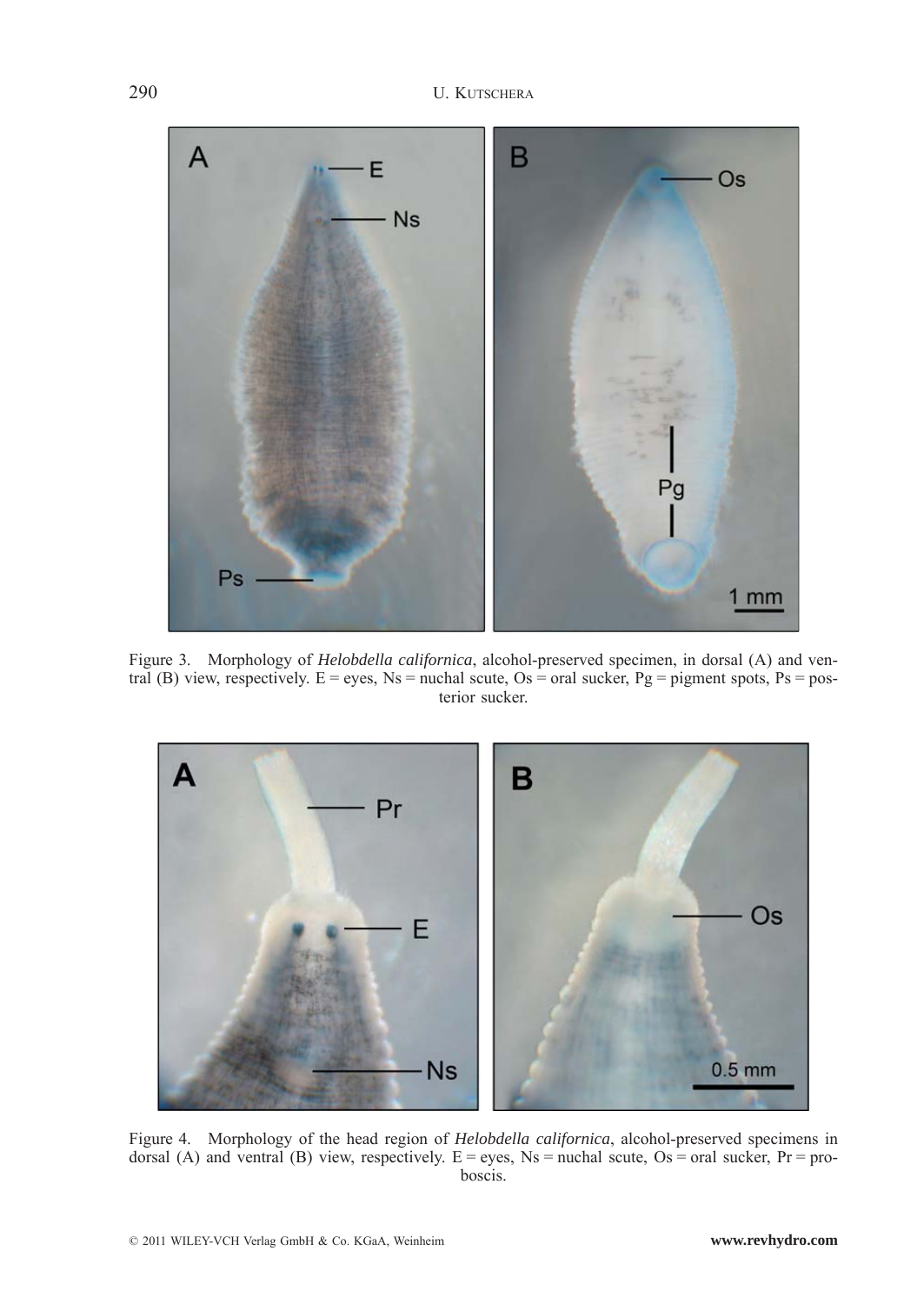Figure 3. Morphology of *Helobdella californica*, alcohol-preserved specimen, in dorsal (A) and ventral (B) view, respectively. E = eyes, Ns = nuchal scute, Os = oral sucker, Pg = pigment spots, Ps = posterior sucker.

Figure 4. Morphology of the head region of *Helobdella californica*, alcohol-preserved specimens in dorsal (A) and ventral (B) view, respectively. E = eyes, Ns = nuchal scute, Os = oral sucker, Pr = proboscis.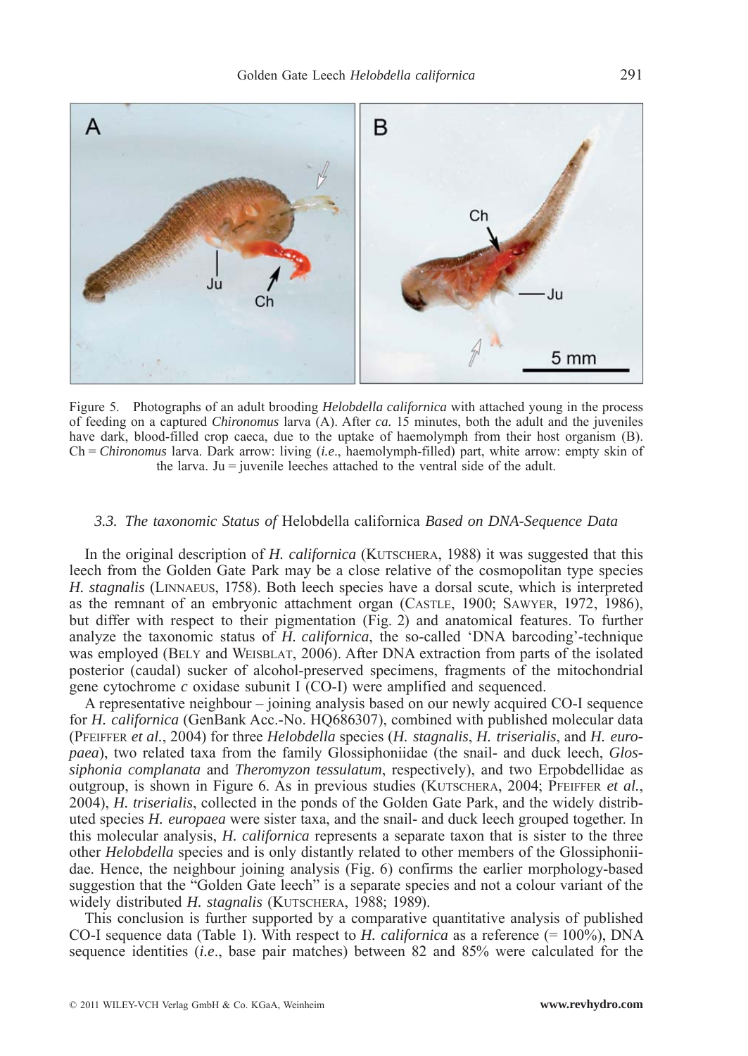Figure 5. Photographs of an adult brooding *Helobdella californica* with attached young in the process of feeding on a captured *Chironomus* larva (A). After *ca.* 15 minutes, both the adult and the juveniles have dark, blood-filled crop caeca, due to the uptake of haemolymph from their host organism (B). Ch = *Chironomus* larva. Dark arrow: living (*i.e.*, haemolymph-filled) part, white arrow: empty skin of the larva. Ju = juvenile leeches attached to the ventral side of the adult.

### *3.3. The taxonomic Status of* Helobdella californica *Based on DNA-Sequence Data*

In the original description of *H. californica* (KUTSCHERA, 1988) it was suggested that this leech from the Golden Gate Park may be a close relative of the cosmopolitan type species *H. stagnalis* (LINNAEUS, 1758). Both leech species have a dorsal scute, which is interpreted as the remnant of an embryonic attachment organ (CASTLE, 1900; SAWYER, 1972, 1986), but differ with respect to their pigmentation (Fig. 2) and anatomical features. To further analyze the taxonomic status of *H. californica*, the so-called 'DNA barcoding'-technique was employed (BELY and WEISBLAT, 2006). After DNA extraction from parts of the isolated posterior (caudal) sucker of alcohol-preserved specimens, fragments of the mitochondrial gene cytochrome *c* oxidase subunit I (CO-I) were amplified and sequenced.

A representative neighbour – joining analysis based on our newly acquired CO-I sequence for *H. californica* (GenBank Acc.-No. HQ686307), combined with published molecular data (PFEIFFER *et al.*, 2004) for three *Helobdella* species (*H. stagnalis*, *H. triserialis*, and *H. europaea*), two related taxa from the family Glossiphoniidae (the snail- and duck leech, *Glossiphonia complanata* and *Theromyzon tessulatum*, respectively), and two Erpobdellidae as outgroup, is shown in Figure 6. As in previous studies (KUTSCHERA, 2004; PFEIFFER *et al.*, 2004), *H. triserialis*, collected in the ponds of the Golden Gate Park, and the widely distributed species *H. europaea* were sister taxa, and the snail- and duck leech grouped together. In this molecular analysis, *H. californica* represents a separate taxon that is sister to the three other *Helobdella* species and is only distantly related to other members of the Glossiphoniidae. Hence, the neighbour joining analysis (Fig. 6) confirms the earlier morphology-based suggestion that the "Golden Gate leech" is a separate species and not a colour variant of the widely distributed *H. stagnalis* (KUTSCHERA, 1988; 1989).

This conclusion is further supported by a comparative quantitative analysis of published CO-I sequence data (Table 1). With respect to *H. californica* as a reference (= 100%), DNA sequence identities (*i.e.*, base pair matches) between 82 and 85% were calculated for the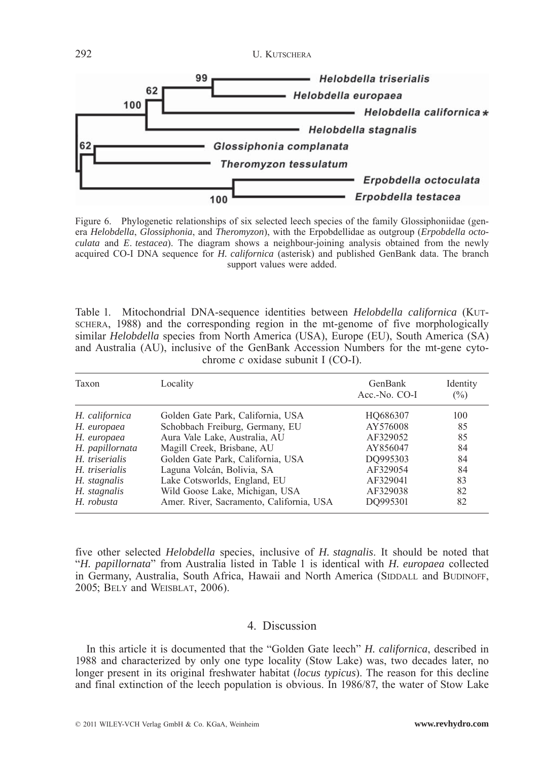Figure 6. Phylogenetic relationships of six selected leech species of the family Glossiphoniidae (genera *Helobdella*, *Glossiphonia*, and *Theromyzon*), with the Erpobdellidae as outgroup (*Erpobdella octoculata* and *E. testacea*). The diagram shows a neighbour-joining analysis obtained from the newly acquired CO-I DNA sequence for *H. californica* (asterisk) and published GenBank data. The branch support values were added.

Table 1. Mitochondrial DNA-sequence identities between *Helobdella californica* (Kutschera, 1988) and the corresponding region in the mt-genome of five morphologically similar *Helobdella* species from North America (USA), Europe (EU), South America (SA) and Australia (AU), inclusive of the GenBank Accession Numbers for the mt-gene cytochrome *c* oxidase subunit I (CO-I).

| Taxon | Locality | GenBank Acc.-No. CO-I | Identity (%) |
|---|---|---|---|
| *H. californica* | Golden Gate Park, California, USA | HQ686307 | 100 |
| *H. europaea* | Schobbach Freiburg, Germany, EU | AY576008 | 85 |
| *H. europaea* | Aura Vale Lake, Australia, AU | AF329052 | 85 |
| *H. papillornata* | Magill Creek, Brisbane, AU | AY856047 | 84 |
| *H. triserialis* | Golden Gate Park, California, USA | DQ995303 | 84 |
| *H. triserialis* | Laguna Volcán, Bolivia, SA | AF329054 | 84 |
| *H. stagnalis* | Lake Cotsworlds, England, EU | AF329041 | 83 |
| *H. stagnalis* | Wild Goose Lake, Michigan, USA | AF329038 | 82 |
| *H. robusta* | Amer. River, Sacramento, California, USA | DQ995301 | 82 |

five other selected *Helobdella* species, inclusive of *H. stagnalis*. It should be noted that "*H. papillornata*" from Australia listed in Table 1 is identical with *H. europaea* collected in Germany, Australia, South Africa, Hawaii and North America (Siddall and Budinoff, 2005; Bely and Weisblat, 2006).

## 4. Discussion

In this article it is documented that the "Golden Gate leech" *H. californica*, described in 1988 and characterized by only one type locality (Stow Lake) was, two decades later, no longer present in its original freshwater habitat (*locus typicus*). The reason for this decline and final extinction of the leech population is obvious. In 1986/87, the water of Stow Lake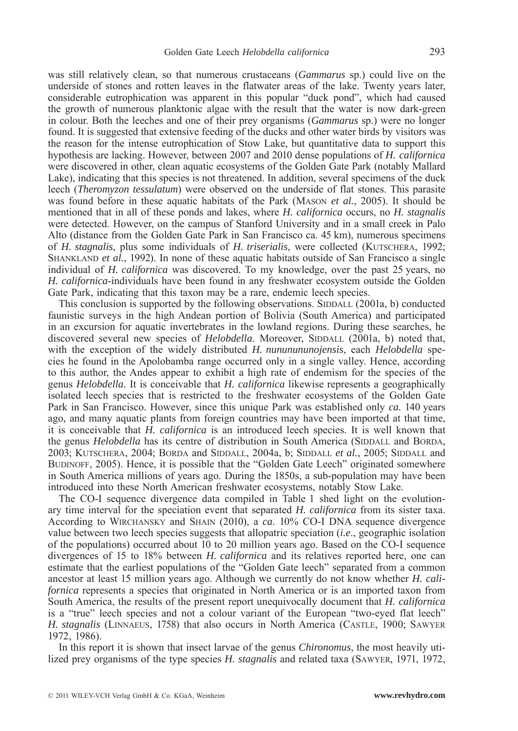was still relatively clean, so that numerous crustaceans (*Gammarus* sp.) could live on the underside of stones and rotten leaves in the flatwater areas of the lake. Twenty years later, considerable eutrophication was apparent in this popular "duck pond", which had caused the growth of numerous planktonic algae with the result that the water is now dark-green in colour. Both the leeches and one of their prey organisms (*Gammarus* sp.) were no longer found. It is suggested that extensive feeding of the ducks and other water birds by visitors was the reason for the intense eutrophication of Stow Lake, but quantitative data to support this hypothesis are lacking. However, between 2007 and 2010 dense populations of *H. californica* were discovered in other, clean aquatic ecosystems of the Golden Gate Park (notably Mallard Lake), indicating that this species is not threatened. In addition, several specimens of the duck leech (*Theromyzon tessulatum*) were observed on the underside of flat stones. This parasite was found before in these aquatic habitats of the Park (Mason *et al.*, 2005). It should be mentioned that in all of these ponds and lakes, where *H. californica* occurs, no *H. stagnalis* were detected. However, on the campus of Stanford University and in a small creek in Palo Alto (distance from the Golden Gate Park in San Francisco ca. 45 km), numerous specimens of *H. stagnalis*, plus some individuals of *H. triserialis*, were collected (Kutschera, 1992; Shankland *et al.*, 1992). In none of these aquatic habitats outside of San Francisco a single individual of *H. californica* was discovered. To my knowledge, over the past 25 years, no *H. californica*-individuals have been found in any freshwater ecosystem outside the Golden Gate Park, indicating that this taxon may be a rare, endemic leech species.

This conclusion is supported by the following observations. Siddall (2001a, b) conducted faunistic surveys in the high Andean portion of Bolivia (South America) and participated in an excursion for aquatic invertebrates in the lowland regions. During these searches, he discovered several new species of *Helobdella*. Moreover, Siddall (2001a, b) noted that, with the exception of the widely distributed *H. nununununojensis*, each *Helobdella* species he found in the Apolobamba range occurred only in a single valley. Hence, according to this author, the Andes appear to exhibit a high rate of endemism for the species of the genus *Helobdella*. It is conceivable that *H. californica* likewise represents a geographically isolated leech species that is restricted to the freshwater ecosystems of the Golden Gate Park in San Francisco. However, since this unique Park was established only *ca.* 140 years ago, and many aquatic plants from foreign countries may have been imported at that time, it is conceivable that *H. californica* is an introduced leech species. It is well known that the genus *Helobdella* has its centre of distribution in South America (Siddall and Borda, 2003; Kutschera, 2004; Borda and Siddall, 2004a, b; Siddall *et al.*, 2005; Siddall and Budinoff, 2005). Hence, it is possible that the "Golden Gate Leech" originated somewhere in South America millions of years ago. During the 1850s, a sub-population may have been introduced into these North American freshwater ecosystems, notably Stow Lake.

The CO-I sequence divergence data compiled in Table 1 shed light on the evolutionary time interval for the speciation event that separated *H. californica* from its sister taxa. According to Wirchansky and Shain (2010), a *ca*. 10% CO-I DNA sequence divergence value between two leech species suggests that allopatric speciation (*i.e.*, geographic isolation of the populations) occurred about 10 to 20 million years ago. Based on the CO-I sequence divergences of 15 to 18% between *H. californica* and its relatives reported here, one can estimate that the earliest populations of the "Golden Gate leech" separated from a common ancestor at least 15 million years ago. Although we currently do not know whether *H. californica* represents a species that originated in North America or is an imported taxon from South America, the results of the present report unequivocally document that *H. californica* is a "true" leech species and not a colour variant of the European "two-eyed flat leech" *H. stagnalis* (Linnaeus, 1758) that also occurs in North America (Castle, 1900; Sawyer 1972, 1986).

In this report it is shown that insect larvae of the genus *Chironomus*, the most heavily utilized prey organisms of the type species *H. stagnalis* and related taxa (Sawyer, 1971, 1972,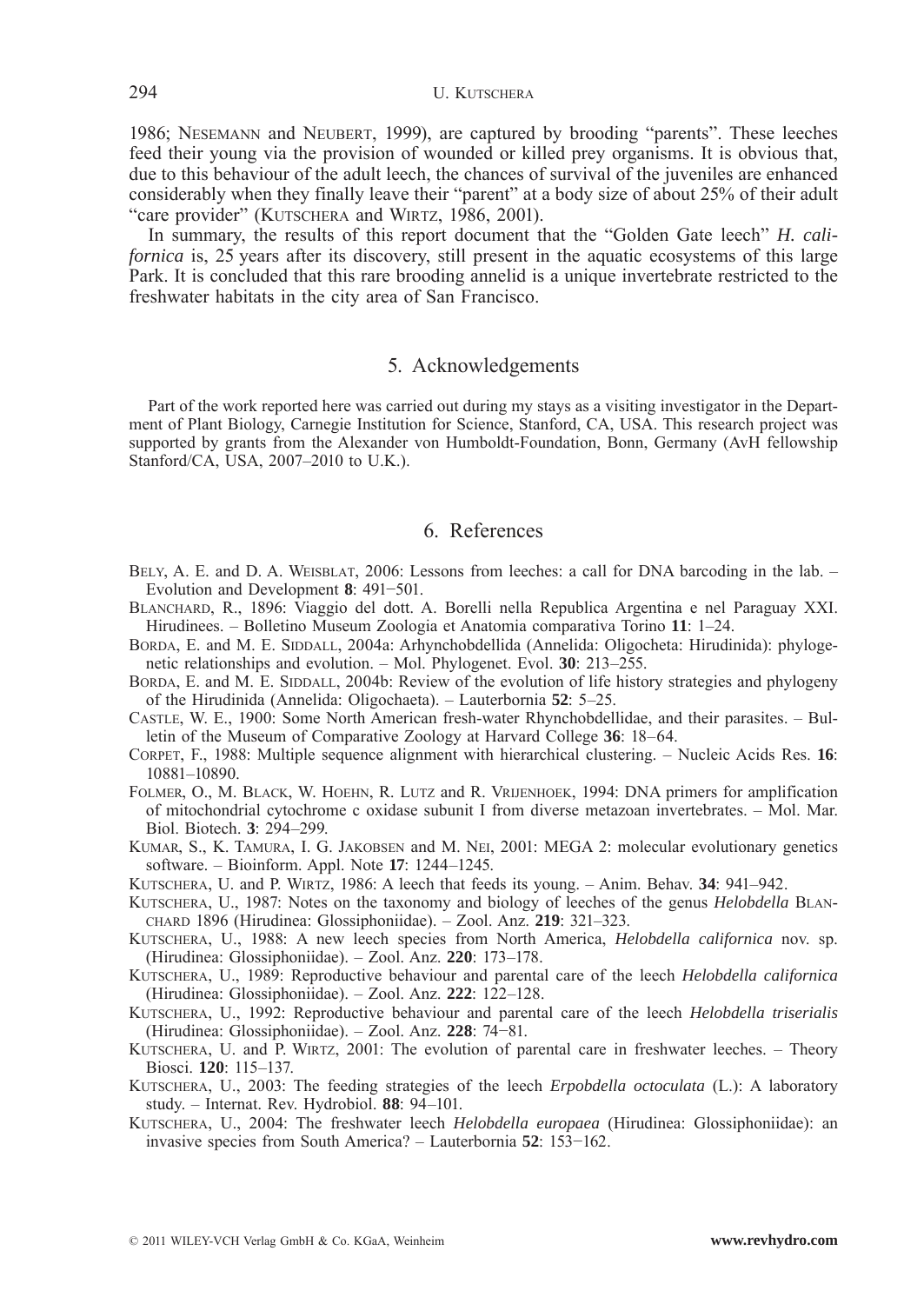1986; NESEMANN and NEUBERT, 1999), are captured by brooding "parents". These leeches feed their young via the provision of wounded or killed prey organisms. It is obvious that, due to this behaviour of the adult leech, the chances of survival of the juveniles are enhanced considerably when they finally leave their "parent" at a body size of about 25% of their adult "care provider" (KUTSCHERA and WIRTZ, 1986, 2001).

In summary, the results of this report document that the "Golden Gate leech" *H. californica* is, 25 years after its discovery, still present in the aquatic ecosystems of this large Park. It is concluded that this rare brooding annelid is a unique invertebrate restricted to the freshwater habitats in the city area of San Francisco.

## 5. Acknowledgements

Part of the work reported here was carried out during my stays as a visiting investigator in the Department of Plant Biology, Carnegie Institution for Science, Stanford, CA, USA. This research project was supported by grants from the Alexander von Humboldt-Foundation, Bonn, Germany (AvH fellowship Stanford/CA, USA, 2007–2010 to U.K.).

## 6. References

BELY, A. E. and D. A. WEISBLAT, 2006: Lessons from leeches: a call for DNA barcoding in the lab. – Evolution and Development **8**: 491−501.

BLANCHARD, R., 1896: Viaggio del dott. A. Borelli nella Republica Argentina e nel Paraguay XXI. Hirudinees. – Bolletino Museum Zoologia et Anatomia comparativa Torino **11**: 1–24.

BORDA, E. and M. E. SIDDALL, 2004a: Arhynchobdellida (Annelida: Oligocheta: Hirudinida): phylogenetic relationships and evolution. – Mol. Phylogenet. Evol. **30**: 213–255.

BORDA, E. and M. E. SIDDALL, 2004b: Review of the evolution of life history strategies and phylogeny of the Hirudinida (Annelida: Oligochaeta). – Lauterbornia **52**: 5–25.

CASTLE, W. E., 1900: Some North American fresh-water Rhynchobdellidae, and their parasites. – Bulletin of the Museum of Comparative Zoology at Harvard College **36**: 18–64.

CORPET, F., 1988: Multiple sequence alignment with hierarchical clustering. – Nucleic Acids Res. **16**: 10881–10890.

FOLMER, O., M. BLACK, W. HOEHN, R. LUTZ and R. VRIJENHOEK, 1994: DNA primers for amplification of mitochondrial cytochrome c oxidase subunit I from diverse metazoan invertebrates. – Mol. Mar. Biol. Biotech. **3**: 294–299.

KUMAR, S., K. TAMURA, I. G. JAKOBSEN and M. NEI, 2001: MEGA 2: molecular evolutionary genetics software. – Bioinform. Appl. Note **17**: 1244–1245.

KUTSCHERA, U. and P. WIRTZ, 1986: A leech that feeds its young. – Anim. Behav. **34**: 941–942.

KUTSCHERA, U., 1987: Notes on the taxonomy and biology of leeches of the genus *Helobdella* BLANCHARD 1896 (Hirudinea: Glossiphoniidae). – Zool. Anz. **219**: 321–323.

KUTSCHERA, U., 1988: A new leech species from North America, *Helobdella californica* nov. sp. (Hirudinea: Glossiphoniidae). – Zool. Anz. **220**: 173–178.

KUTSCHERA, U., 1989: Reproductive behaviour and parental care of the leech *Helobdella californica* (Hirudinea: Glossiphoniidae). – Zool. Anz. **222**: 122–128.

KUTSCHERA, U., 1992: Reproductive behaviour and parental care of the leech *Helobdella triserialis* (Hirudinea: Glossiphoniidae). – Zool. Anz. **228**: 74−81.

KUTSCHERA, U. and P. WIRTZ, 2001: The evolution of parental care in freshwater leeches. – Theory Biosci. **120**: 115–137.

KUTSCHERA, U., 2003: The feeding strategies of the leech *Erpobdella octoculata* (L.): A laboratory study. – Internat. Rev. Hydrobiol. **88**: 94–101.

KUTSCHERA, U., 2004: The freshwater leech *Helobdella europaea* (Hirudinea: Glossiphoniidae): an invasive species from South America? – Lauterbornia **52**: 153−162.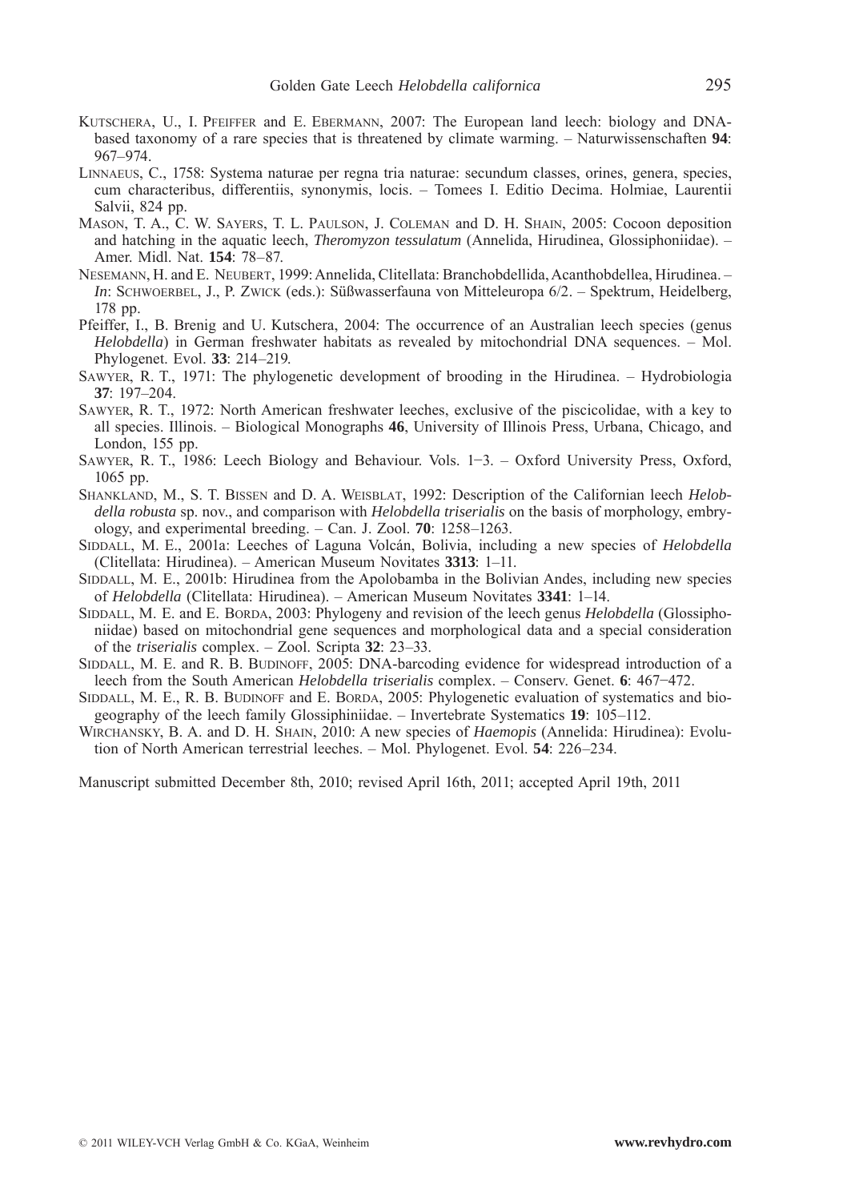KUTSCHERA, U., I. PFEIFFER and E. EBERMANN, 2007: The European land leech: biology and DNA-based taxonomy of a rare species that is threatened by climate warming. – Naturwissenschaften **94**: 967–974.

LINNAEUS, C., 1758: Systema naturae per regna tria naturae: secundum classes, orines, genera, species, cum characteribus, differentiis, synonymis, locis. – Tomees I. Editio Decima. Holmiae, Laurentii Salvii, 824 pp.

MASON, T. A., C. W. SAYERS, T. L. PAULSON, J. COLEMAN and D. H. SHAIN, 2005: Cocoon deposition and hatching in the aquatic leech, *Theromyzon tessulatum* (Annelida, Hirudinea, Glossiphoniidae). – Amer. Midl. Nat. **154**: 78–87.

NESEMANN, H. and E. NEUBERT, 1999: Annelida, Clitellata: Branchobdellida, Acanthobdellea, Hirudinea. – *In*: SCHWOERBEL, J., P. ZWICK (eds.): Süßwasserfauna von Mitteleuropa 6/2. – Spektrum, Heidelberg, 178 pp.

Pfeiffer, I., B. Brenig and U. Kutschera, 2004: The occurrence of an Australian leech species (genus *Helobdella*) in German freshwater habitats as revealed by mitochondrial DNA sequences. – Mol. Phylogenet. Evol. **33**: 214–219.

SAWYER, R. T., 1971: The phylogenetic development of brooding in the Hirudinea. – Hydrobiologia **37**: 197–204.

SAWYER, R. T., 1972: North American freshwater leeches, exclusive of the piscicolidae, with a key to all species. Illinois. – Biological Monographs **46**, University of Illinois Press, Urbana, Chicago, and London, 155 pp.

SAWYER, R. T., 1986: Leech Biology and Behaviour. Vols. 1–3. – Oxford University Press, Oxford, 1065 pp.

SHANKLAND, M., S. T. BISSEN and D. A. WEISBLAT, 1992: Description of the Californian leech *Helobdella robusta* sp. nov., and comparison with *Helobdella triserialis* on the basis of morphology, embryology, and experimental breeding. – Can. J. Zool. **70**: 1258–1263.

SIDDALL, M. E., 2001a: Leeches of Laguna Volcán, Bolivia, including a new species of *Helobdella* (Clitellata: Hirudinea). – American Museum Novitates **3313**: 1–11.

SIDDALL, M. E., 2001b: Hirudinea from the Apolobamba in the Bolivian Andes, including new species of *Helobdella* (Clitellata: Hirudinea). – American Museum Novitates **3341**: 1–14.

SIDDALL, M. E. and E. BORDA, 2003: Phylogeny and revision of the leech genus *Helobdella* (Glossiphoniidae) based on mitochondrial gene sequences and morphological data and a special consideration of the *triserialis* complex. – Zool. Scripta **32**: 23–33.

SIDDALL, M. E. and R. B. BUDINOFF, 2005: DNA-barcoding evidence for widespread introduction of a leech from the South American *Helobdella triserialis* complex. – Conserv. Genet. **6**: 467–472.

SIDDALL, M. E., R. B. BUDINOFF and E. BORDA, 2005: Phylogenetic evaluation of systematics and biogeography of the leech family Glossiphiniidae. – Invertebrate Systematics **19**: 105–112.

WIRCHANSKY, B. A. and D. H. SHAIN, 2010: A new species of *Haemopis* (Annelida: Hirudinea): Evolution of North American terrestrial leeches. – Mol. Phylogenet. Evol. **54**: 226–234.

Manuscript submitted December 8th, 2010; revised April 16th, 2011; accepted April 19th, 2011